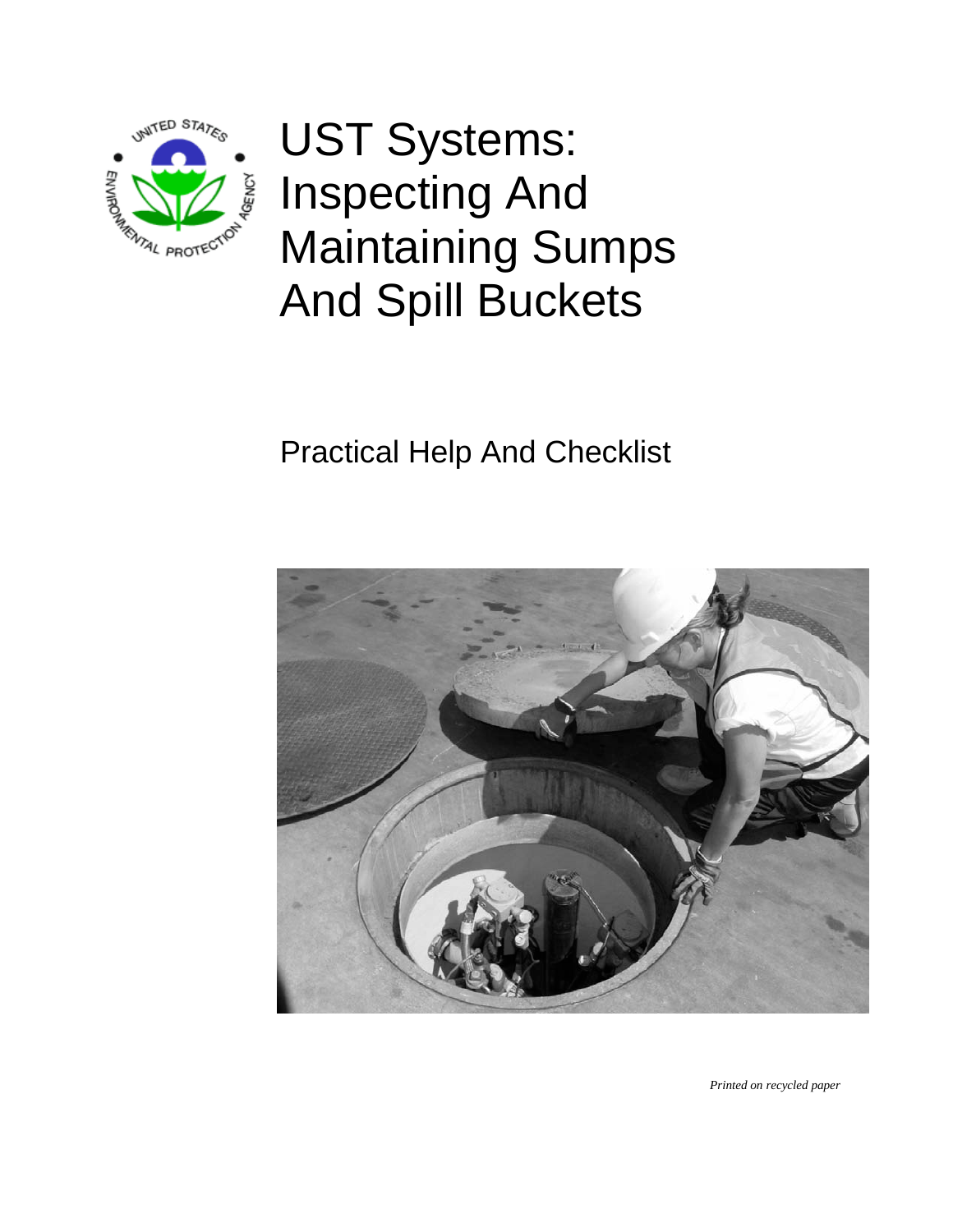# UST Systems: Inspecting And Maintaining Sumps And Spill Buckets

## Practical Help And Checklist

*Printed on recycled paper*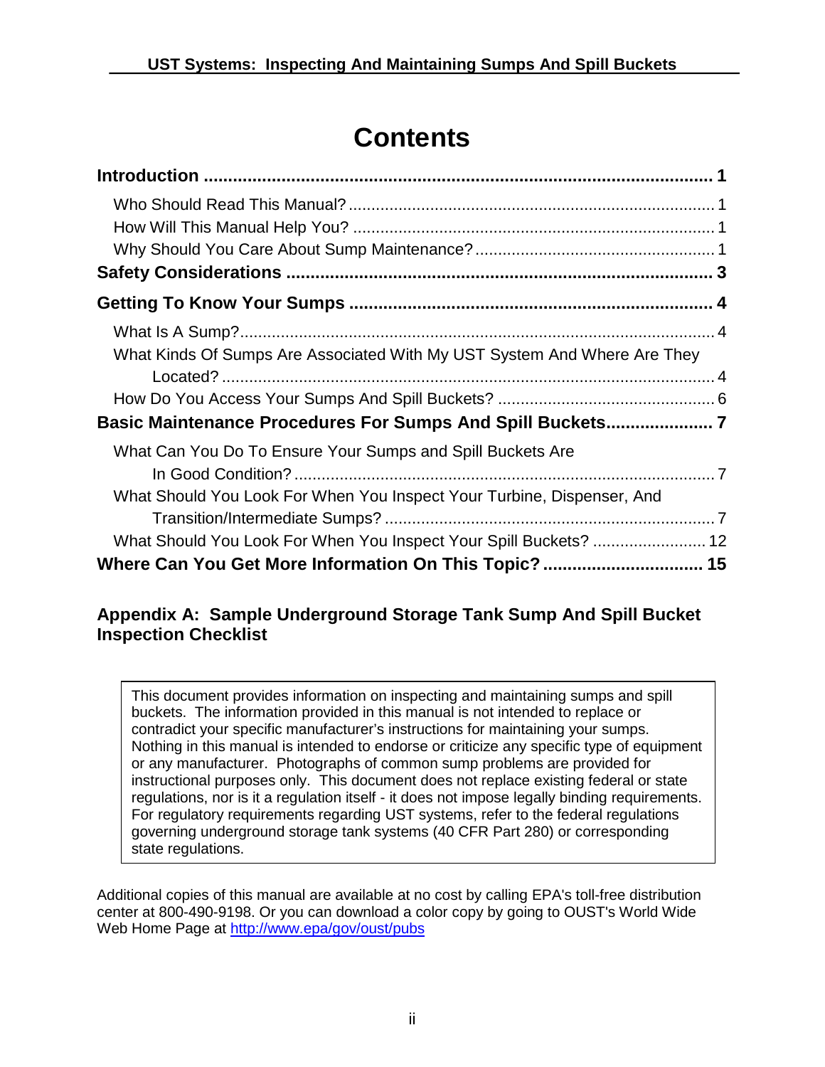# Contents

**Introduction ........................................................................................................ 1**

Who Should Read This Manual? ................................................................................ 1
How Will This Manual Help You? .............................................................................. 1
Why Should You Care About Sump Maintenance? .................................................... 1

**Safety Considerations ....................................................................................... 3**

**Getting To Know Your Sumps .......................................................................... 4**

What Is A Sump? ........................................................................................................ 4
What Kinds Of Sumps Are Associated With My UST System And Where Are They Located? ........................................................................................................... 4
How Do You Access Your Sumps And Spill Buckets? ............................................... 6

**Basic Maintenance Procedures For Sumps And Spill Buckets...................... 7**

What Can You Do To Ensure Your Sumps and Spill Buckets Are In Good Condition? ............................................................................................ 7
What Should You Look For When You Inspect Your Turbine, Dispenser, And Transition/Intermediate Sumps? ........................................................................ 7
What Should You Look For When You Inspect Your Spill Buckets? ........................ 12

**Where Can You Get More Information On This Topic? ................................ 15**

**Appendix A: Sample Underground Storage Tank Sump And Spill Bucket Inspection Checklist**

> This document provides information on inspecting and maintaining sumps and spill buckets. The information provided in this manual is not intended to replace or contradict your specific manufacturer's instructions for maintaining your sumps. Nothing in this manual is intended to endorse or criticize any specific type of equipment or any manufacturer. Photographs of common sump problems are provided for instructional purposes only. This document does not replace existing federal or state regulations, nor is it a regulation itself - it does not impose legally binding requirements. For regulatory requirements regarding UST systems, refer to the federal regulations governing underground storage tank systems (40 CFR Part 280) or corresponding state regulations.

Additional copies of this manual are available at no cost by calling EPA's toll-free distribution center at 800-490-9198. Or you can download a color copy by going to OUST's World Wide Web Home Page at http://www.epa/gov/oust/pubs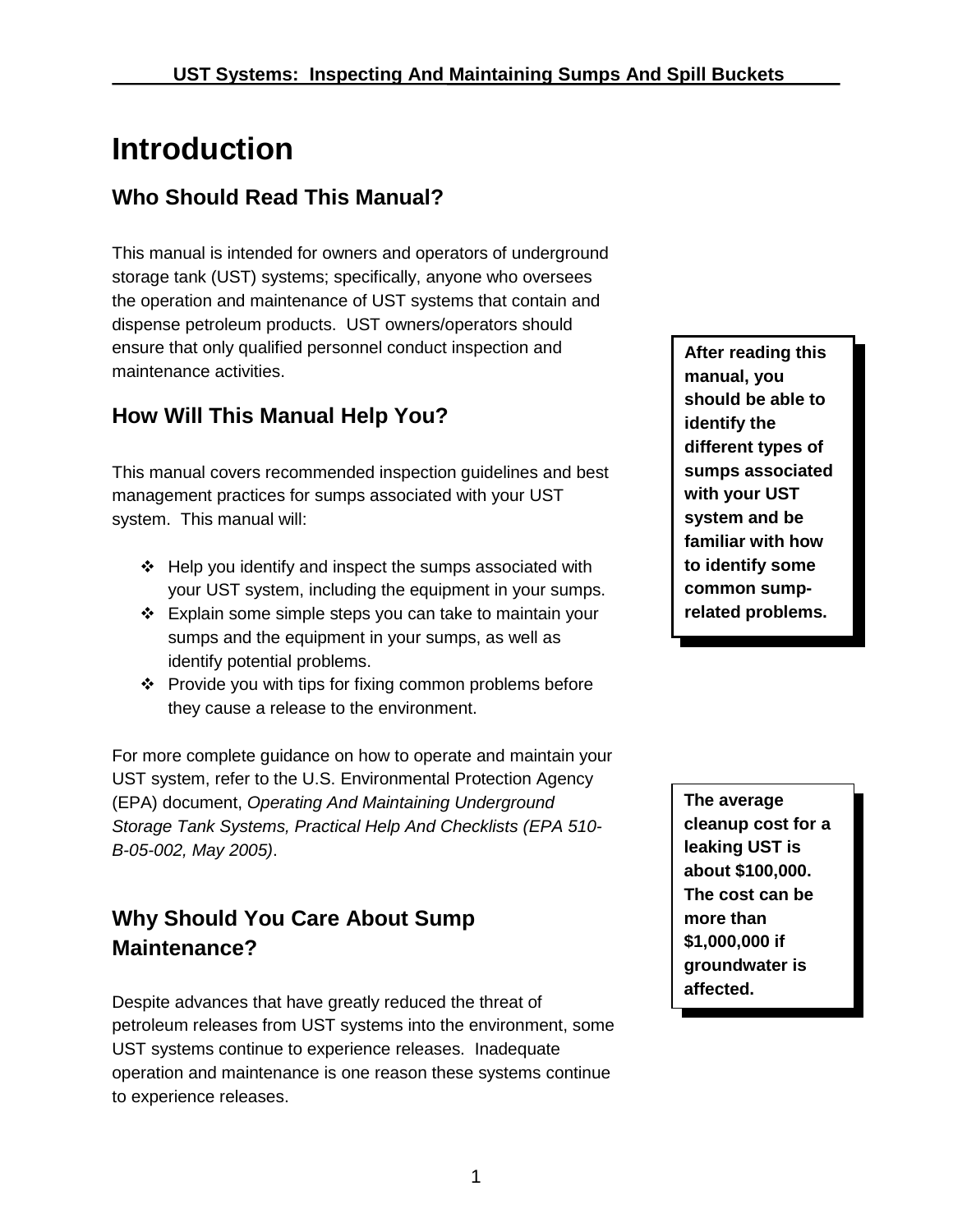# Introduction

## Who Should Read This Manual?

This manual is intended for owners and operators of underground storage tank (UST) systems; specifically, anyone who oversees the operation and maintenance of UST systems that contain and dispense petroleum products. UST owners/operators should ensure that only qualified personnel conduct inspection and maintenance activities.

**After reading this manual, you should be able to identify the different types of sumps associated with your UST system and be familiar with how to identify some common sump-related problems.**

## How Will This Manual Help You?

This manual covers recommended inspection guidelines and best management practices for sumps associated with your UST system. This manual will:

- Help you identify and inspect the sumps associated with your UST system, including the equipment in your sumps.
- Explain some simple steps you can take to maintain your sumps and the equipment in your sumps, as well as identify potential problems.
- Provide you with tips for fixing common problems before they cause a release to the environment.

For more complete guidance on how to operate and maintain your UST system, refer to the U.S. Environmental Protection Agency (EPA) document, *Operating And Maintaining Underground Storage Tank Systems, Practical Help And Checklists (EPA 510-B-05-002, May 2005)*.

**The average cleanup cost for a leaking UST is about $100,000. The cost can be more than $1,000,000 if groundwater is affected.**

## Why Should You Care About Sump Maintenance?

Despite advances that have greatly reduced the threat of petroleum releases from UST systems into the environment, some UST systems continue to experience releases. Inadequate operation and maintenance is one reason these systems continue to experience releases.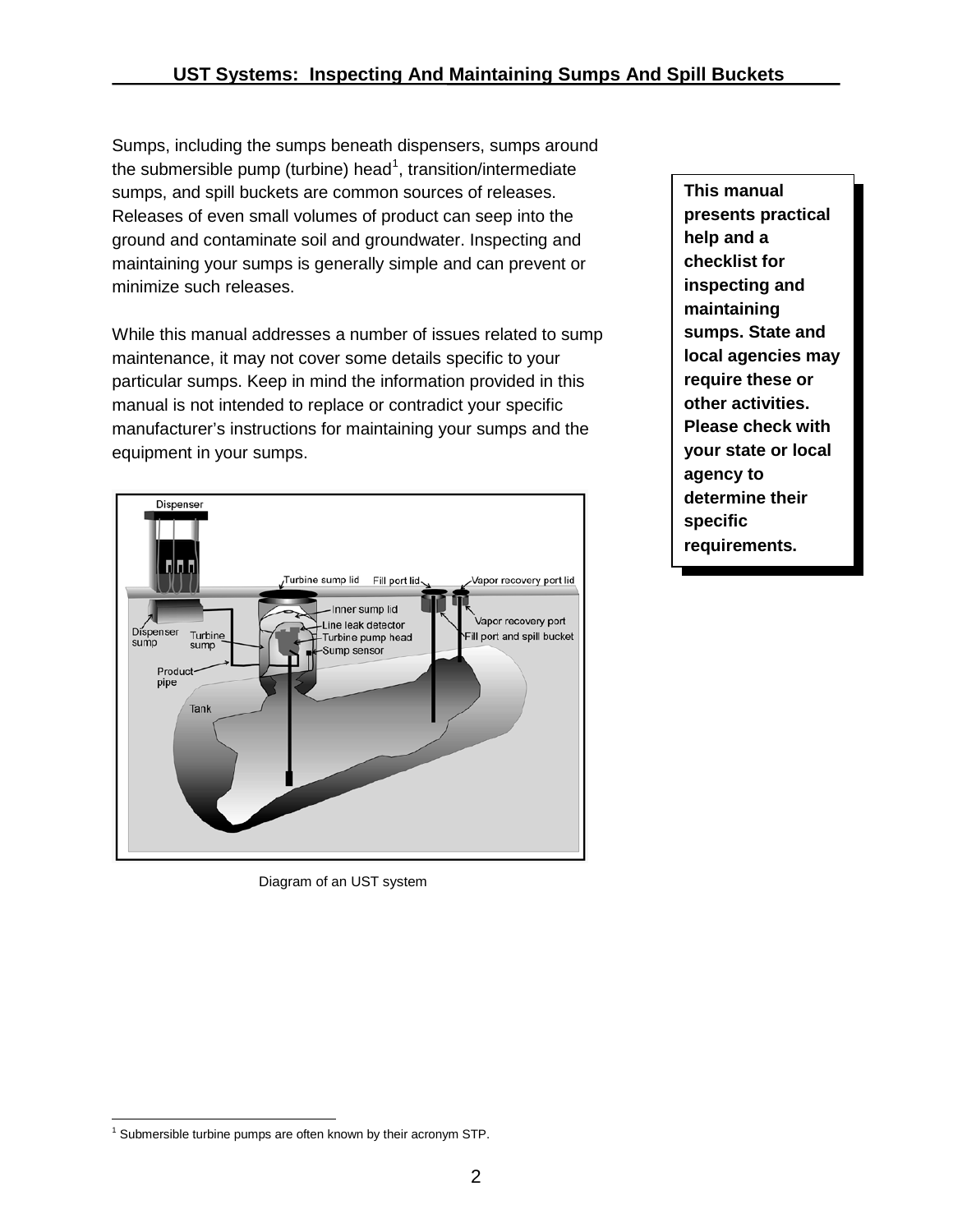Sumps, including the sumps beneath dispensers, sumps around the submersible pump (turbine) head[1], transition/intermediate sumps, and spill buckets are common sources of releases. Releases of even small volumes of product can seep into the ground and contaminate soil and groundwater. Inspecting and maintaining your sumps is generally simple and can prevent or minimize such releases.

While this manual addresses a number of issues related to sump maintenance, it may not cover some details specific to your particular sumps. Keep in mind the information provided in this manual is not intended to replace or contradict your specific manufacturer's instructions for maintaining your sumps and the equipment in your sumps.

**This manual presents practical help and a checklist for inspecting and maintaining sumps. State and local agencies may require these or other activities. Please check with your state or local agency to determine their specific requirements.**

Diagram of an UST system

[1] Submersible turbine pumps are often known by their acronym STP.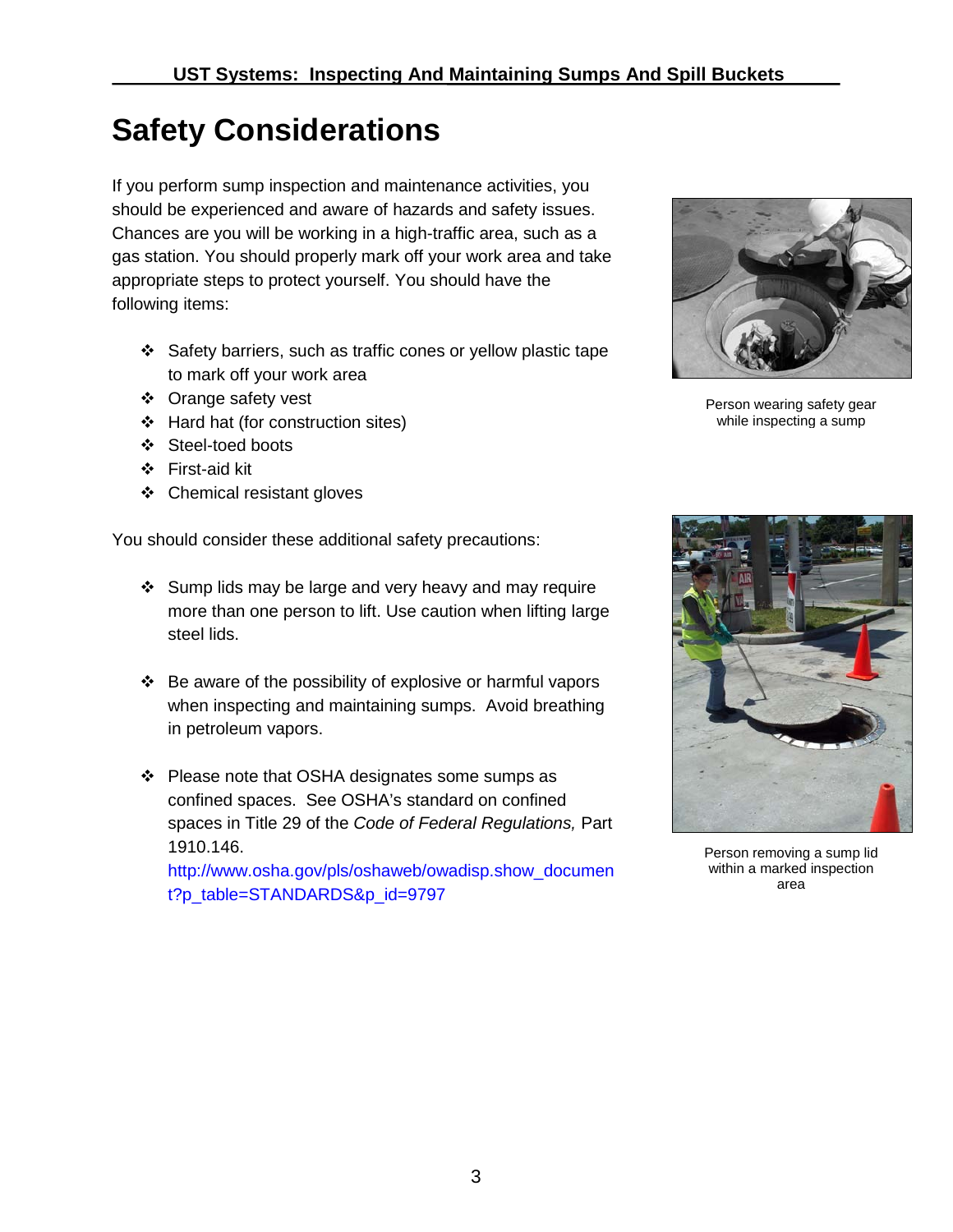# Safety Considerations

If you perform sump inspection and maintenance activities, you should be experienced and aware of hazards and safety issues. Chances are you will be working in a high-traffic area, such as a gas station. You should properly mark off your work area and take appropriate steps to protect yourself. You should have the following items:

- Safety barriers, such as traffic cones or yellow plastic tape to mark off your work area
- Orange safety vest
- Hard hat (for construction sites)
- Steel-toed boots
- First-aid kit
- Chemical resistant gloves

Person wearing safety gear while inspecting a sump

You should consider these additional safety precautions:

- Sump lids may be large and very heavy and may require more than one person to lift. Use caution when lifting large steel lids.
- Be aware of the possibility of explosive or harmful vapors when inspecting and maintaining sumps. Avoid breathing in petroleum vapors.
- Please note that OSHA designates some sumps as confined spaces. See OSHA's standard on confined spaces in Title 29 of the *Code of Federal Regulations,* Part 1910.146. http://www.osha.gov/pls/oshaweb/owadisp.show_document?p_table=STANDARDS&p_id=9797

Person removing a sump lid within a marked inspection area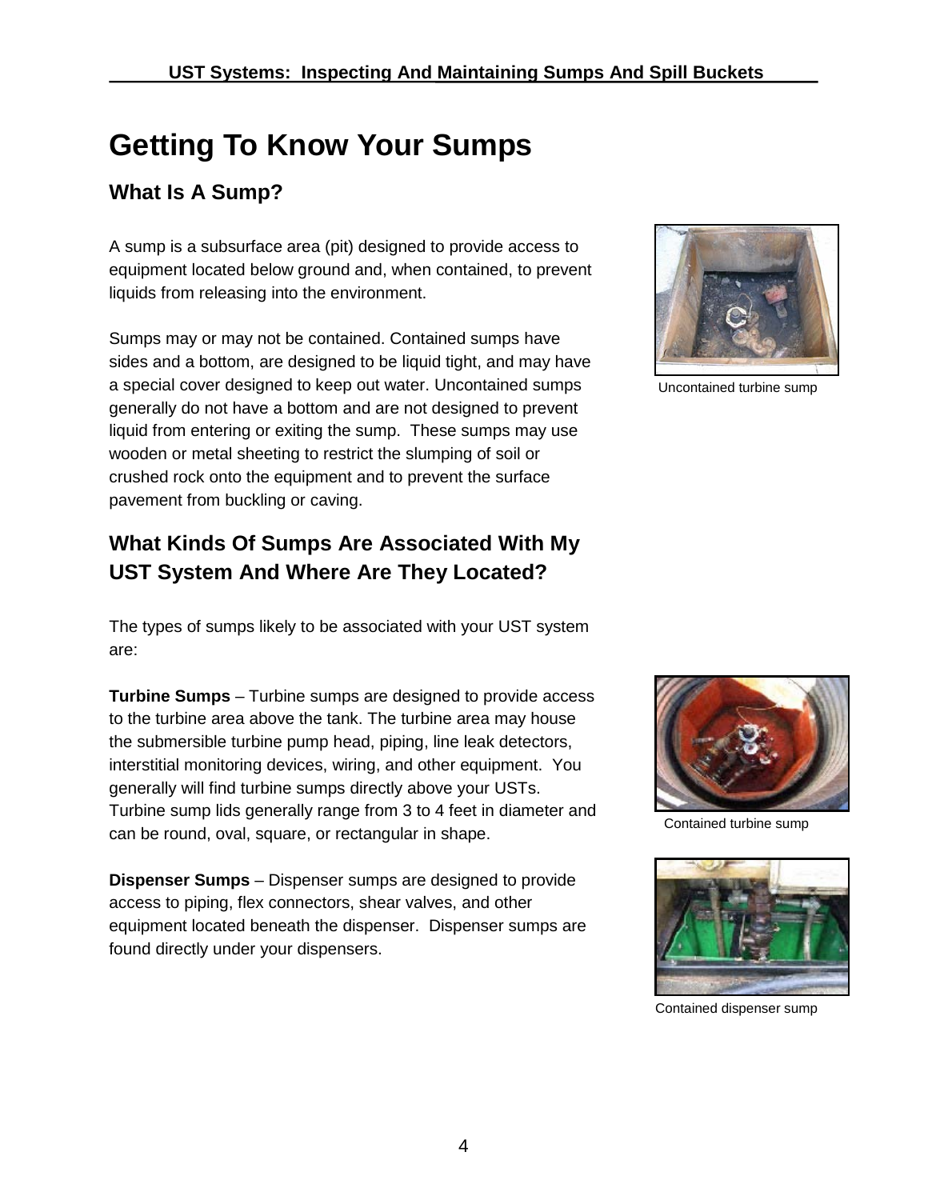# Getting To Know Your Sumps

## What Is A Sump?

A sump is a subsurface area (pit) designed to provide access to equipment located below ground and, when contained, to prevent liquids from releasing into the environment.

Sumps may or may not be contained. Contained sumps have sides and a bottom, are designed to be liquid tight, and may have a special cover designed to keep out water. Uncontained sumps generally do not have a bottom and are not designed to prevent liquid from entering or exiting the sump. These sumps may use wooden or metal sheeting to restrict the slumping of soil or crushed rock onto the equipment and to prevent the surface pavement from buckling or caving.

Uncontained turbine sump

## What Kinds Of Sumps Are Associated With My UST System And Where Are They Located?

The types of sumps likely to be associated with your UST system are:

**Turbine Sumps** – Turbine sumps are designed to provide access to the turbine area above the tank. The turbine area may house the submersible turbine pump head, piping, line leak detectors, interstitial monitoring devices, wiring, and other equipment. You generally will find turbine sumps directly above your USTs. Turbine sump lids generally range from 3 to 4 feet in diameter and can be round, oval, square, or rectangular in shape.

Contained turbine sump

**Dispenser Sumps** – Dispenser sumps are designed to provide access to piping, flex connectors, shear valves, and other equipment located beneath the dispenser. Dispenser sumps are found directly under your dispensers.

Contained dispenser sump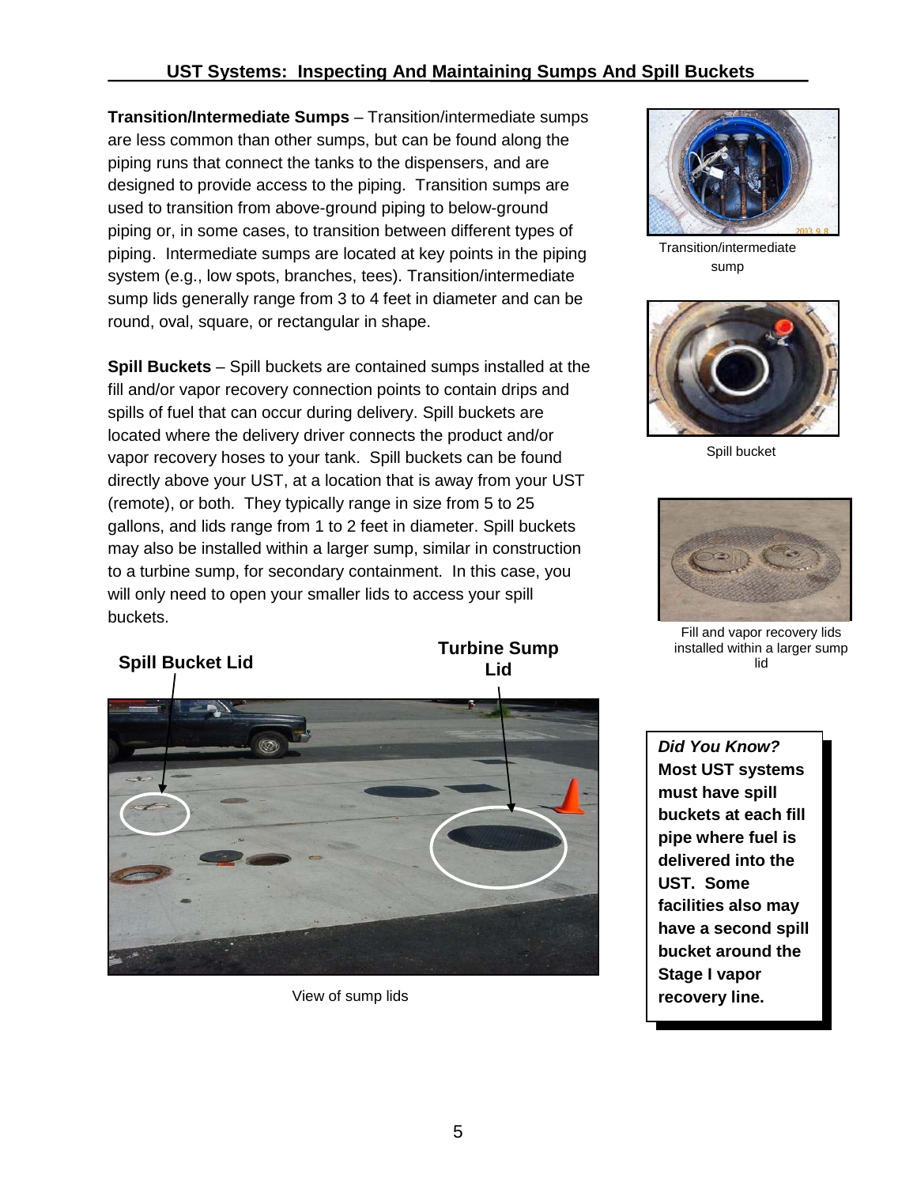**Transition/Intermediate Sumps** – Transition/intermediate sumps are less common than other sumps, but can be found along the piping runs that connect the tanks to the dispensers, and are designed to provide access to the piping. Transition sumps are used to transition from above-ground piping to below-ground piping or, in some cases, to transition between different types of piping. Intermediate sumps are located at key points in the piping system (e.g., low spots, branches, tees). Transition/intermediate sump lids generally range from 3 to 4 feet in diameter and can be round, oval, square, or rectangular in shape.

Transition/intermediate sump

**Spill Buckets** – Spill buckets are contained sumps installed at the fill and/or vapor recovery connection points to contain drips and spills of fuel that can occur during delivery. Spill buckets are located where the delivery driver connects the product and/or vapor recovery hoses to your tank. Spill buckets can be found directly above your UST, at a location that is away from your UST (remote), or both. They typically range in size from 5 to 25 gallons, and lids range from 1 to 2 feet in diameter. Spill buckets may also be installed within a larger sump, similar in construction to a turbine sump, for secondary containment. In this case, you will only need to open your smaller lids to access your spill buckets.

Spill bucket

Fill and vapor recovery lids installed within a larger sump lid

**Spill Bucket Lid**

**Turbine Sump Lid**

View of sump lids

***Did You Know?***
**Most UST systems must have spill buckets at each fill pipe where fuel is delivered into the UST. Some facilities also may have a second spill bucket around the Stage I vapor recovery line.**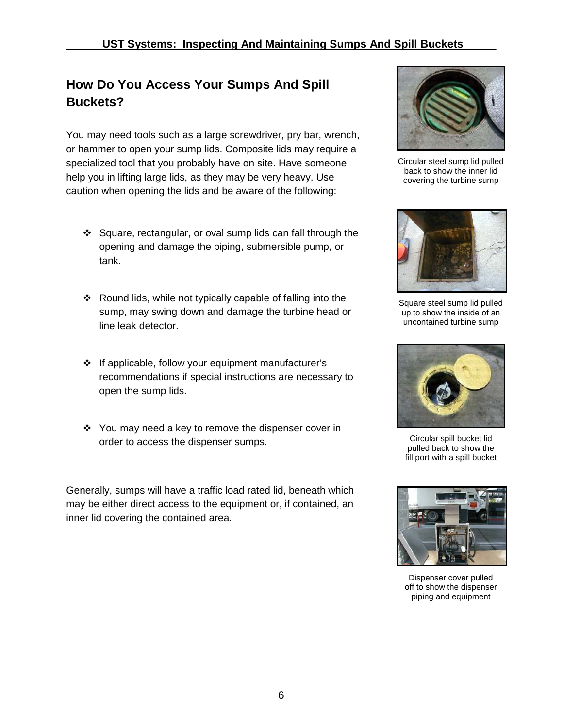## How Do You Access Your Sumps And Spill Buckets?

You may need tools such as a large screwdriver, pry bar, wrench, or hammer to open your sump lids. Composite lids may require a specialized tool that you probably have on site. Have someone help you in lifting large lids, as they may be very heavy. Use caution when opening the lids and be aware of the following:

- Square, rectangular, or oval sump lids can fall through the opening and damage the piping, submersible pump, or tank.
- Round lids, while not typically capable of falling into the sump, may swing down and damage the turbine head or line leak detector.
- If applicable, follow your equipment manufacturer's recommendations if special instructions are necessary to open the sump lids.
- You may need a key to remove the dispenser cover in order to access the dispenser sumps.

Generally, sumps will have a traffic load rated lid, beneath which may be either direct access to the equipment or, if contained, an inner lid covering the contained area.

Circular steel sump lid pulled back to show the inner lid covering the turbine sump

Square steel sump lid pulled up to show the inside of an uncontained turbine sump

Circular spill bucket lid pulled back to show the fill port with a spill bucket

Dispenser cover pulled off to show the dispenser piping and equipment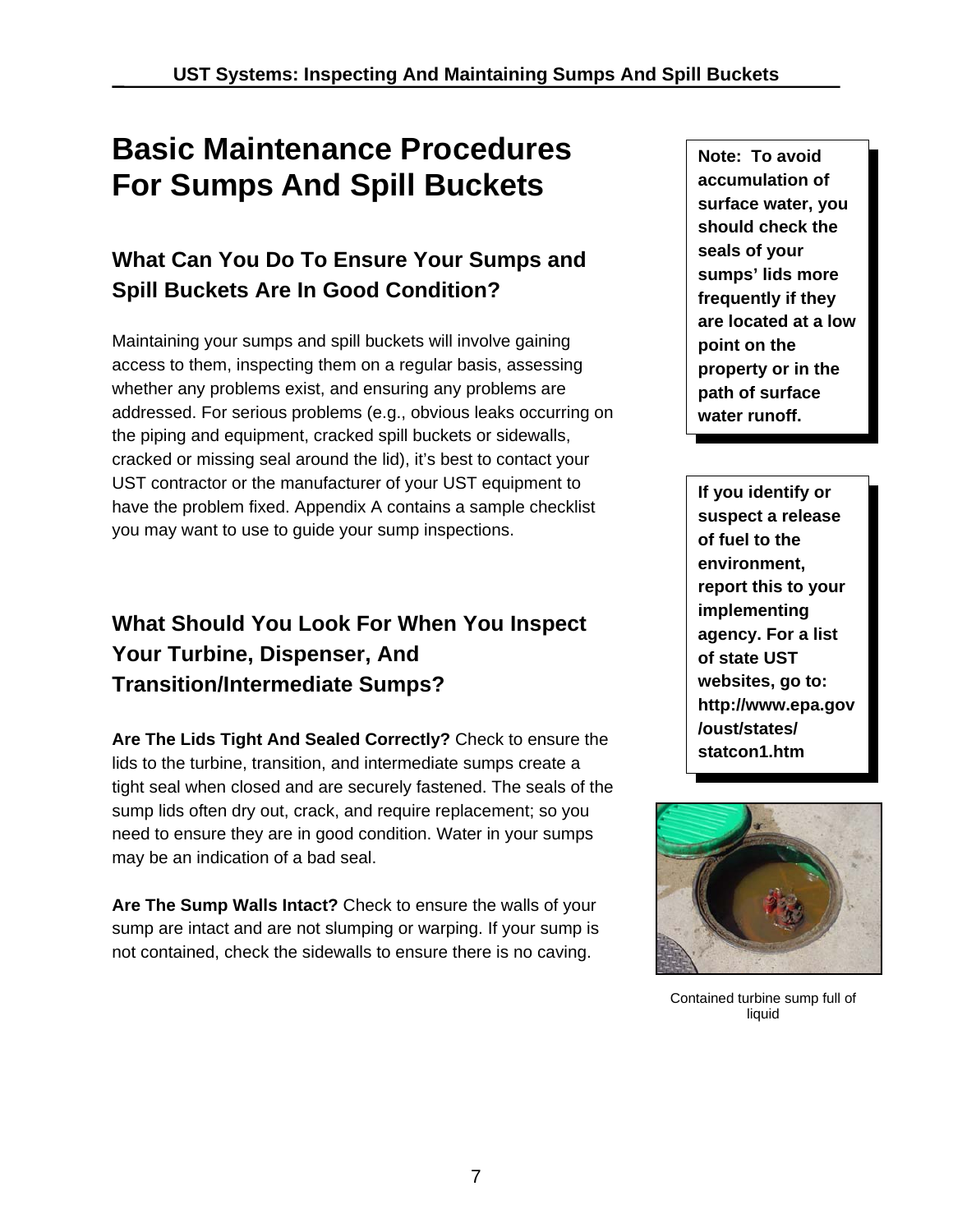# Basic Maintenance Procedures For Sumps And Spill Buckets

## What Can You Do To Ensure Your Sumps and Spill Buckets Are In Good Condition?

Maintaining your sumps and spill buckets will involve gaining access to them, inspecting them on a regular basis, assessing whether any problems exist, and ensuring any problems are addressed. For serious problems (e.g., obvious leaks occurring on the piping and equipment, cracked spill buckets or sidewalls, cracked or missing seal around the lid), it's best to contact your UST contractor or the manufacturer of your UST equipment to have the problem fixed. Appendix A contains a sample checklist you may want to use to guide your sump inspections.

**Note: To avoid accumulation of surface water, you should check the seals of your sumps' lids more frequently if they are located at a low point on the property or in the path of surface water runoff.**

**If you identify or suspect a release of fuel to the environment, report this to your implementing agency. For a list of state UST websites, go to: http://www.epa.gov/oust/states/statcon1.htm**

## What Should You Look For When You Inspect Your Turbine, Dispenser, And Transition/Intermediate Sumps?

**Are The Lids Tight And Sealed Correctly?** Check to ensure the lids to the turbine, transition, and intermediate sumps create a tight seal when closed and are securely fastened. The seals of the sump lids often dry out, crack, and require replacement; so you need to ensure they are in good condition. Water in your sumps may be an indication of a bad seal.

**Are The Sump Walls Intact?** Check to ensure the walls of your sump are intact and are not slumping or warping. If your sump is not contained, check the sidewalls to ensure there is no caving.

Contained turbine sump full of liquid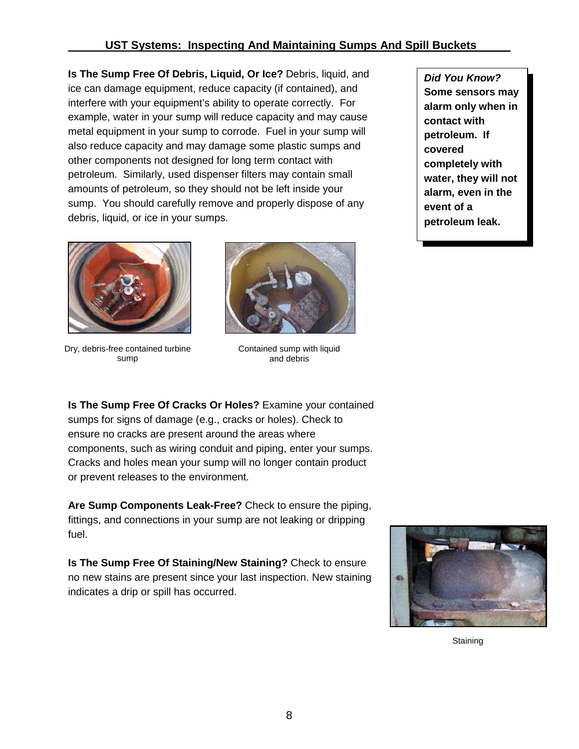**Is The Sump Free Of Debris, Liquid, Or Ice?** Debris, liquid, and ice can damage equipment, reduce capacity (if contained), and interfere with your equipment's ability to operate correctly. For example, water in your sump will reduce capacity and may cause metal equipment in your sump to corrode. Fuel in your sump will also reduce capacity and may damage some plastic sumps and other components not designed for long term contact with petroleum. Similarly, used dispenser filters may contain small amounts of petroleum, so they should not be left inside your sump. You should carefully remove and properly dispose of any debris, liquid, or ice in your sumps.

> ***Did You Know?***
> **Some sensors may alarm only when in contact with petroleum. If covered completely with water, they will not alarm, even in the event of a petroleum leak.**

Dry, debris-free contained turbine sump

Contained sump with liquid and debris

**Is The Sump Free Of Cracks Or Holes?** Examine your contained sumps for signs of damage (e.g., cracks or holes). Check to ensure no cracks are present around the areas where components, such as wiring conduit and piping, enter your sumps. Cracks and holes mean your sump will no longer contain product or prevent releases to the environment.

**Are Sump Components Leak-Free?** Check to ensure the piping, fittings, and connections in your sump are not leaking or dripping fuel.

**Is The Sump Free Of Staining/New Staining?** Check to ensure no new stains are present since your last inspection. New staining indicates a drip or spill has occurred.

Staining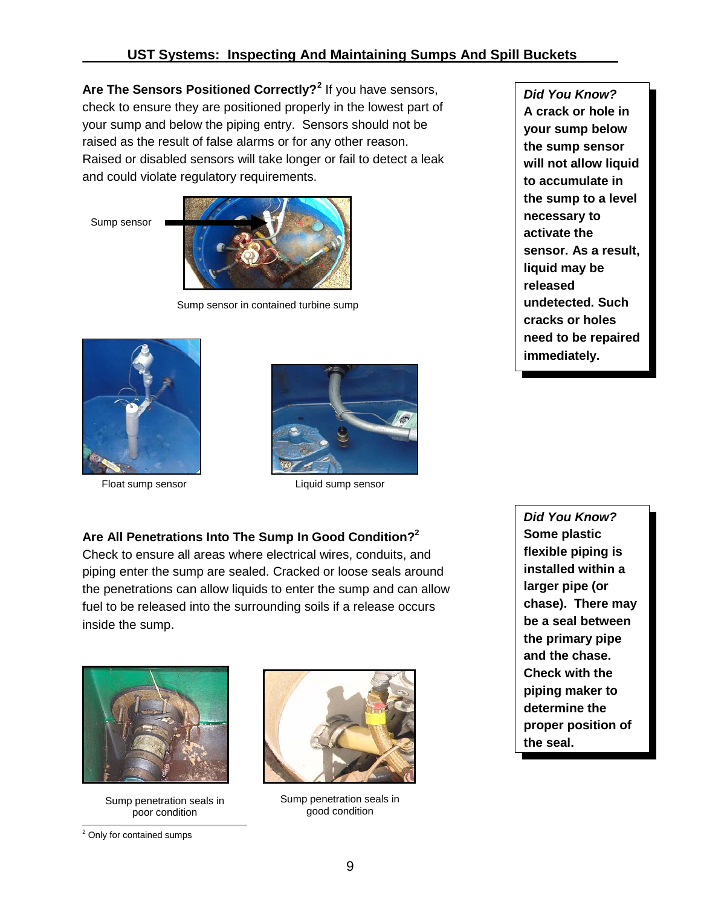**Are The Sensors Positioned Correctly?**[2] If you have sensors, check to ensure they are positioned properly in the lowest part of your sump and below the piping entry. Sensors should not be raised as the result of false alarms or for any other reason. Raised or disabled sensors will take longer or fail to detect a leak and could violate regulatory requirements.

Sump sensor

Sump sensor in contained turbine sump

Float sump sensor

Liquid sump sensor

> ***Did You Know?***
> **A crack or hole in your sump below the sump sensor will not allow liquid to accumulate in the sump to a level necessary to activate the sensor. As a result, liquid may be released undetected. Such cracks or holes need to be repaired immediately.**

**Are All Penetrations Into The Sump In Good Condition?**[2]
Check to ensure all areas where electrical wires, conduits, and piping enter the sump are sealed. Cracked or loose seals around the penetrations can allow liquids to enter the sump and can allow fuel to be released into the surrounding soils if a release occurs inside the sump.

Sump penetration seals in poor condition

Sump penetration seals in good condition

> ***Did You Know?***
> **Some plastic flexible piping is installed within a larger pipe (or chase). There may be a seal between the primary pipe and the chase. Check with the piping maker to determine the proper position of the seal.**

[2] Only for contained sumps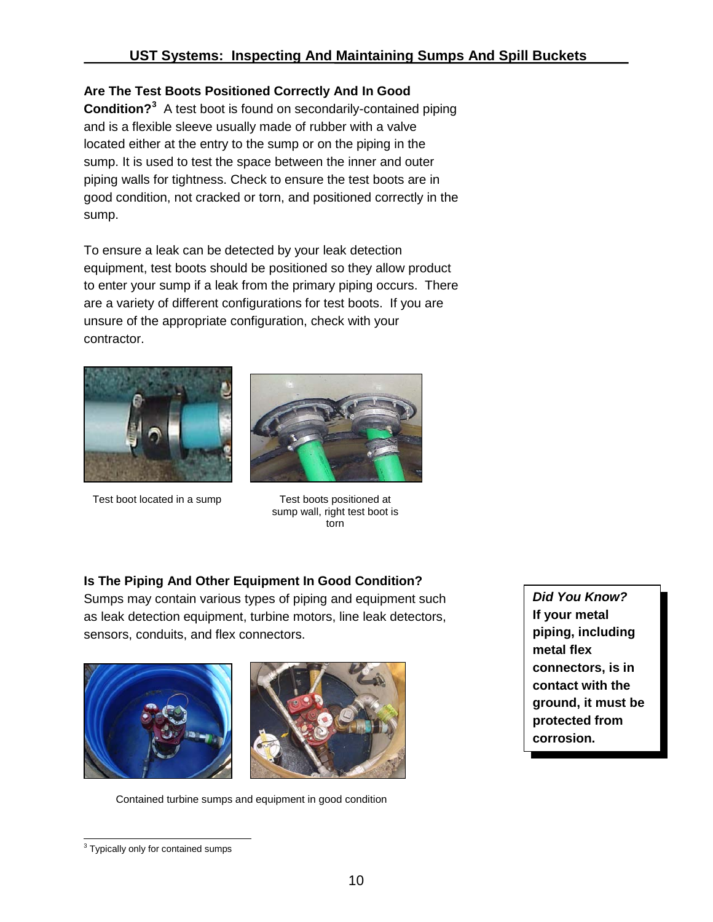### Are The Test Boots Positioned Correctly And In Good Condition?[3]

A test boot is found on secondarily-contained piping and is a flexible sleeve usually made of rubber with a valve located either at the entry to the sump or on the piping in the sump. It is used to test the space between the inner and outer piping walls for tightness. Check to ensure the test boots are in good condition, not cracked or torn, and positioned correctly in the sump.

To ensure a leak can be detected by your leak detection equipment, test boots should be positioned so they allow product to enter your sump if a leak from the primary piping occurs. There are a variety of different configurations for test boots. If you are unsure of the appropriate configuration, check with your contractor.

Test boot located in a sump

Test boots positioned at sump wall, right test boot is torn

### Is The Piping And Other Equipment In Good Condition?

Sumps may contain various types of piping and equipment such as leak detection equipment, turbine motors, line leak detectors, sensors, conduits, and flex connectors.

> ***Did You Know?***
> **If your metal piping, including metal flex connectors, is in contact with the ground, it must be protected from corrosion.**

Contained turbine sumps and equipment in good condition

[3] Typically only for contained sumps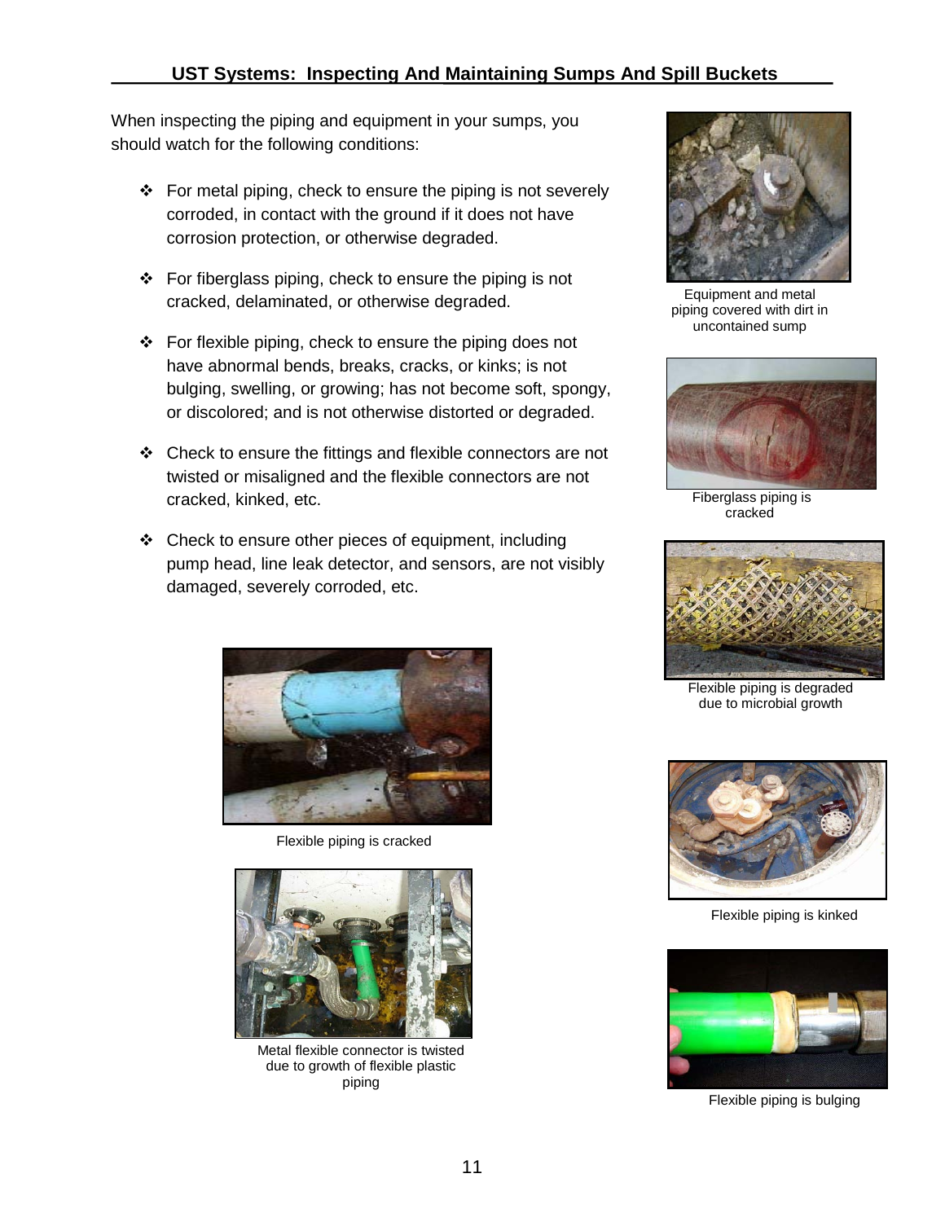When inspecting the piping and equipment in your sumps, you should watch for the following conditions:

- For metal piping, check to ensure the piping is not severely corroded, in contact with the ground if it does not have corrosion protection, or otherwise degraded.
- For fiberglass piping, check to ensure the piping is not cracked, delaminated, or otherwise degraded.
- For flexible piping, check to ensure the piping does not have abnormal bends, breaks, cracks, or kinks; is not bulging, swelling, or growing; has not become soft, spongy, or discolored; and is not otherwise distorted or degraded.
- Check to ensure the fittings and flexible connectors are not twisted or misaligned and the flexible connectors are not cracked, kinked, etc.
- Check to ensure other pieces of equipment, including pump head, line leak detector, and sensors, are not visibly damaged, severely corroded, etc.

Equipment and metal piping covered with dirt in uncontained sump

Fiberglass piping is cracked

Flexible piping is degraded due to microbial growth

Flexible piping is cracked

Flexible piping is kinked

Metal flexible connector is twisted due to growth of flexible plastic piping

Flexible piping is bulging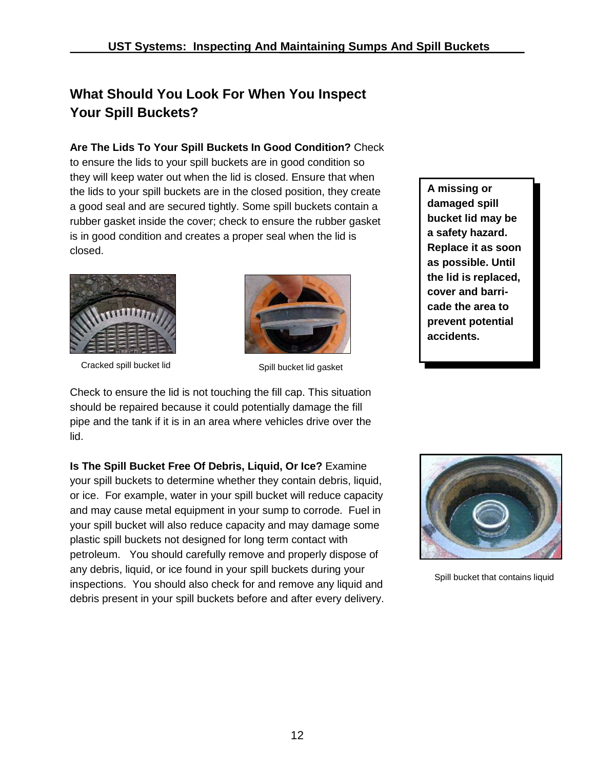## What Should You Look For When You Inspect Your Spill Buckets?

**Are The Lids To Your Spill Buckets In Good Condition?** Check to ensure the lids to your spill buckets are in good condition so they will keep water out when the lid is closed. Ensure that when the lids to your spill buckets are in the closed position, they create a good seal and are secured tightly. Some spill buckets contain a rubber gasket inside the cover; check to ensure the rubber gasket is in good condition and creates a proper seal when the lid is closed.

**A missing or damaged spill bucket lid may be a safety hazard. Replace it as soon as possible. Until the lid is replaced, cover and barricade the area to prevent potential accidents.**

Cracked spill bucket lid

Spill bucket lid gasket

Check to ensure the lid is not touching the fill cap. This situation should be repaired because it could potentially damage the fill pipe and the tank if it is in an area where vehicles drive over the lid.

**Is The Spill Bucket Free Of Debris, Liquid, Or Ice?** Examine your spill buckets to determine whether they contain debris, liquid, or ice. For example, water in your spill bucket will reduce capacity and may cause metal equipment in your sump to corrode. Fuel in your spill bucket will also reduce capacity and may damage some plastic spill buckets not designed for long term contact with petroleum. You should carefully remove and properly dispose of any debris, liquid, or ice found in your spill buckets during your inspections. You should also check for and remove any liquid and debris present in your spill buckets before and after every delivery.

Spill bucket that contains liquid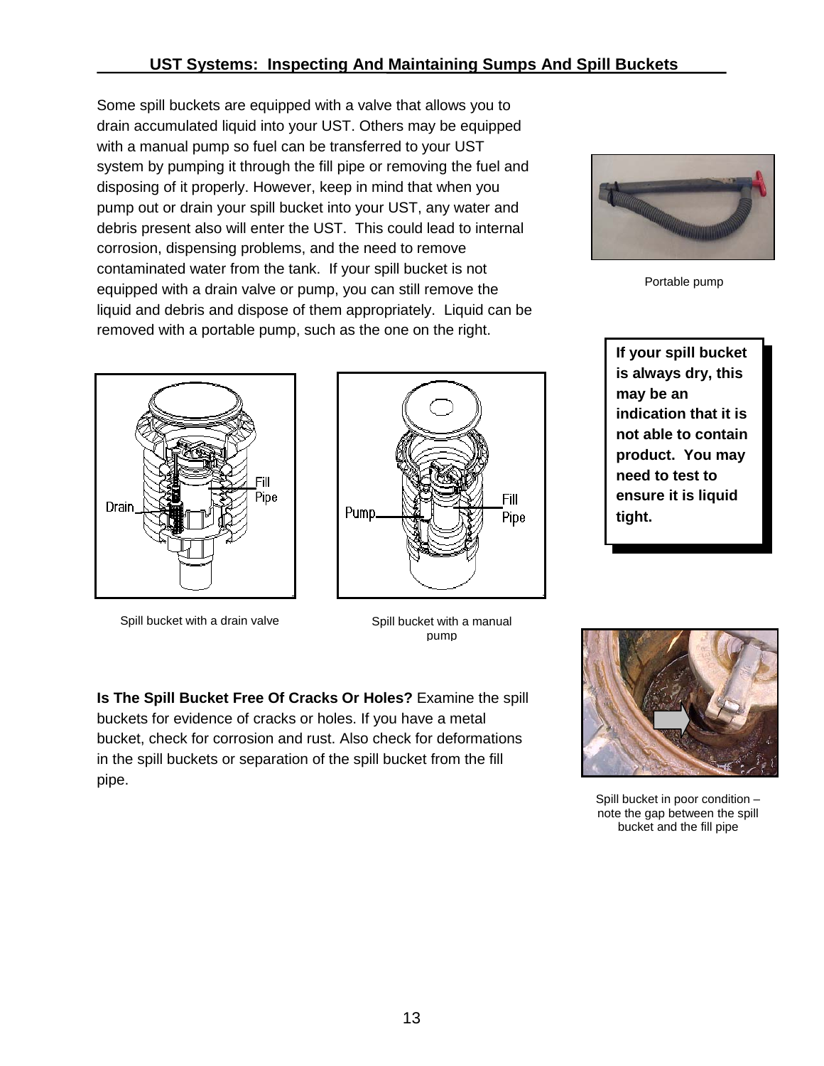Some spill buckets are equipped with a valve that allows you to drain accumulated liquid into your UST. Others may be equipped with a manual pump so fuel can be transferred to your UST system by pumping it through the fill pipe or removing the fuel and disposing of it properly. However, keep in mind that when you pump out or drain your spill bucket into your UST, any water and debris present also will enter the UST. This could lead to internal corrosion, dispensing problems, and the need to remove contaminated water from the tank. If your spill bucket is not equipped with a drain valve or pump, you can still remove the liquid and debris and dispose of them appropriately. Liquid can be removed with a portable pump, such as the one on the right.

Portable pump

**If your spill bucket is always dry, this may be an indication that it is not able to contain product. You may need to test to ensure it is liquid tight.**

Spill bucket with a drain valve

Spill bucket with a manual pump

**Is The Spill Bucket Free Of Cracks Or Holes?** Examine the spill buckets for evidence of cracks or holes. If you have a metal bucket, check for corrosion and rust. Also check for deformations in the spill buckets or separation of the spill bucket from the fill pipe.

Spill bucket in poor condition – note the gap between the spill bucket and the fill pipe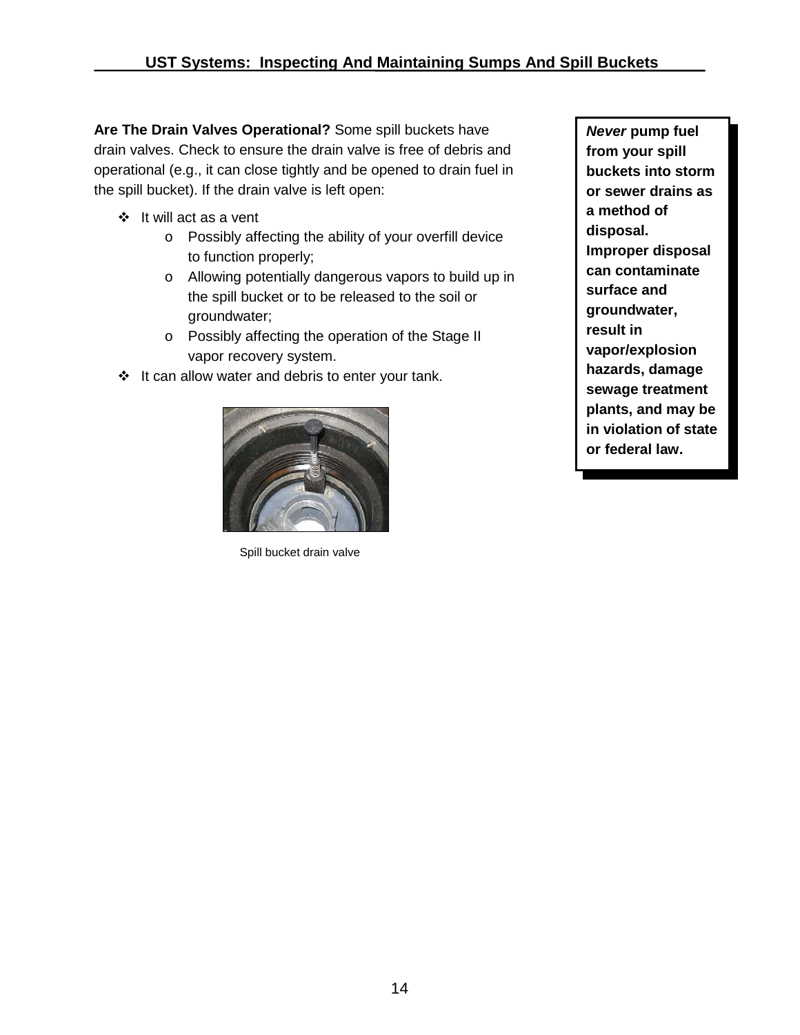**Are The Drain Valves Operational?** Some spill buckets have drain valves. Check to ensure the drain valve is free of debris and operational (e.g., it can close tightly and be opened to drain fuel in the spill bucket). If the drain valve is left open:

- It will act as a vent
  - Possibly affecting the ability of your overfill device to function properly;
  - Allowing potentially dangerous vapors to build up in the spill bucket or to be released to the soil or groundwater;
  - Possibly affecting the operation of the Stage II vapor recovery system.
- It can allow water and debris to enter your tank.

Spill bucket drain valve

***Never*** **pump fuel from your spill buckets into storm or sewer drains as a method of disposal. Improper disposal can contaminate surface and groundwater, result in vapor/explosion hazards, damage sewage treatment plants, and may be in violation of state or federal law.**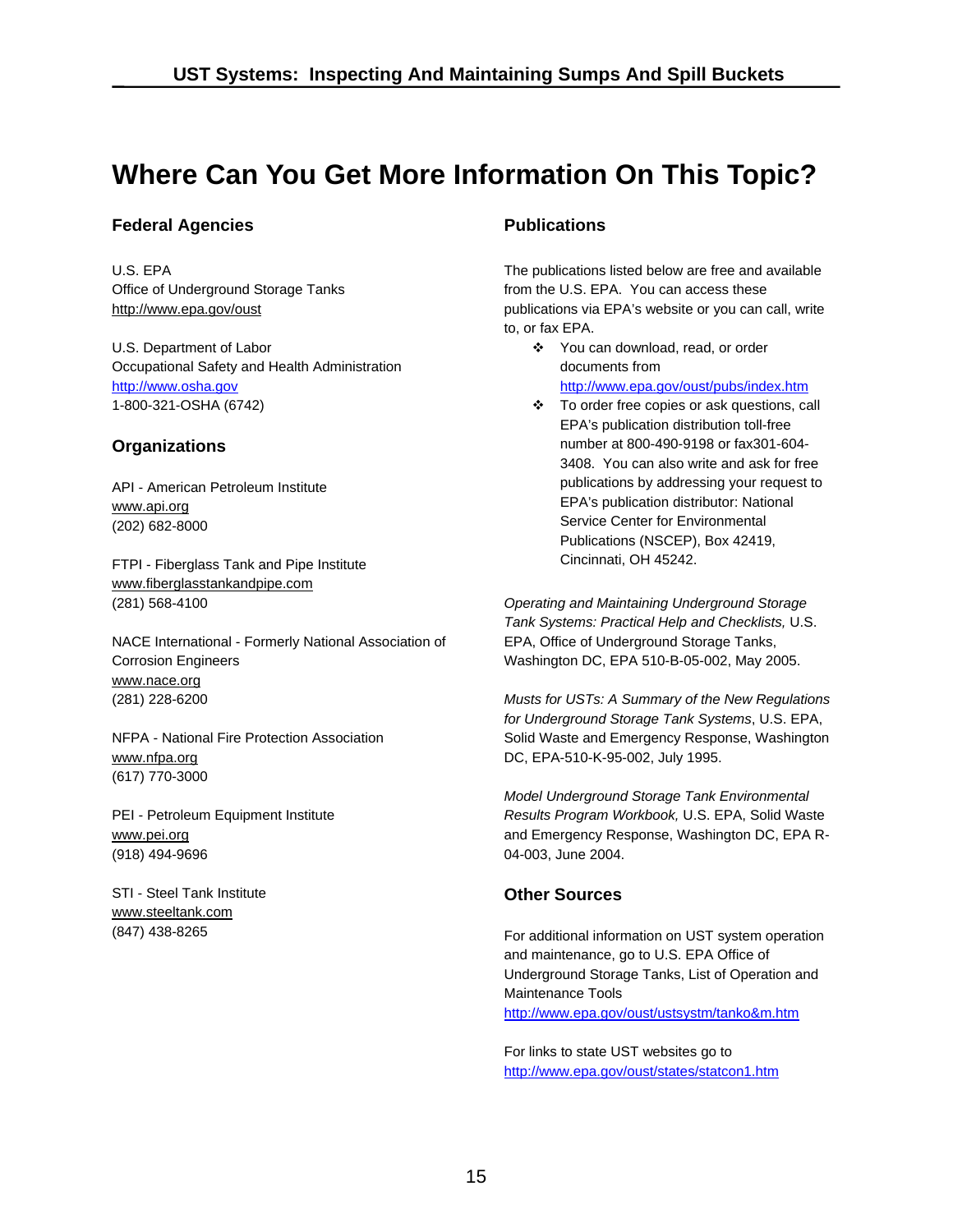# Where Can You Get More Information On This Topic?

## Federal Agencies

U.S. EPA
Office of Underground Storage Tanks
http://www.epa.gov/oust

U.S. Department of Labor
Occupational Safety and Health Administration
http://www.osha.gov
1-800-321-OSHA (6742)

## Organizations

API - American Petroleum Institute
www.api.org
(202) 682-8000

FTPI - Fiberglass Tank and Pipe Institute
www.fiberglasstankandpipe.com
(281) 568-4100

NACE International - Formerly National Association of Corrosion Engineers
www.nace.org
(281) 228-6200

NFPA - National Fire Protection Association
www.nfpa.org
(617) 770-3000

PEI - Petroleum Equipment Institute
www.pei.org
(918) 494-9696

STI - Steel Tank Institute
www.steeltank.com
(847) 438-8265

## Publications

The publications listed below are free and available from the U.S. EPA. You can access these publications via EPA's website or you can call, write to, or fax EPA.

- You can download, read, or order documents from http://www.epa.gov/oust/pubs/index.htm
- To order free copies or ask questions, call EPA's publication distribution toll-free number at 800-490-9198 or fax301-604-3408. You can also write and ask for free publications by addressing your request to EPA's publication distributor: National Service Center for Environmental Publications (NSCEP), Box 42419, Cincinnati, OH 45242.

*Operating and Maintaining Underground Storage Tank Systems: Practical Help and Checklists,* U.S. EPA, Office of Underground Storage Tanks, Washington DC, EPA 510-B-05-002, May 2005.

*Musts for USTs: A Summary of the New Regulations for Underground Storage Tank Systems*, U.S. EPA, Solid Waste and Emergency Response, Washington DC, EPA-510-K-95-002, July 1995.

*Model Underground Storage Tank Environmental Results Program Workbook,* U.S. EPA, Solid Waste and Emergency Response, Washington DC, EPA R-04-003, June 2004.

## Other Sources

For additional information on UST system operation and maintenance, go to U.S. EPA Office of Underground Storage Tanks, List of Operation and Maintenance Tools
http://www.epa.gov/oust/ustsystm/tanko&m.htm

For links to state UST websites go to
http://www.epa.gov/oust/states/statcon1.htm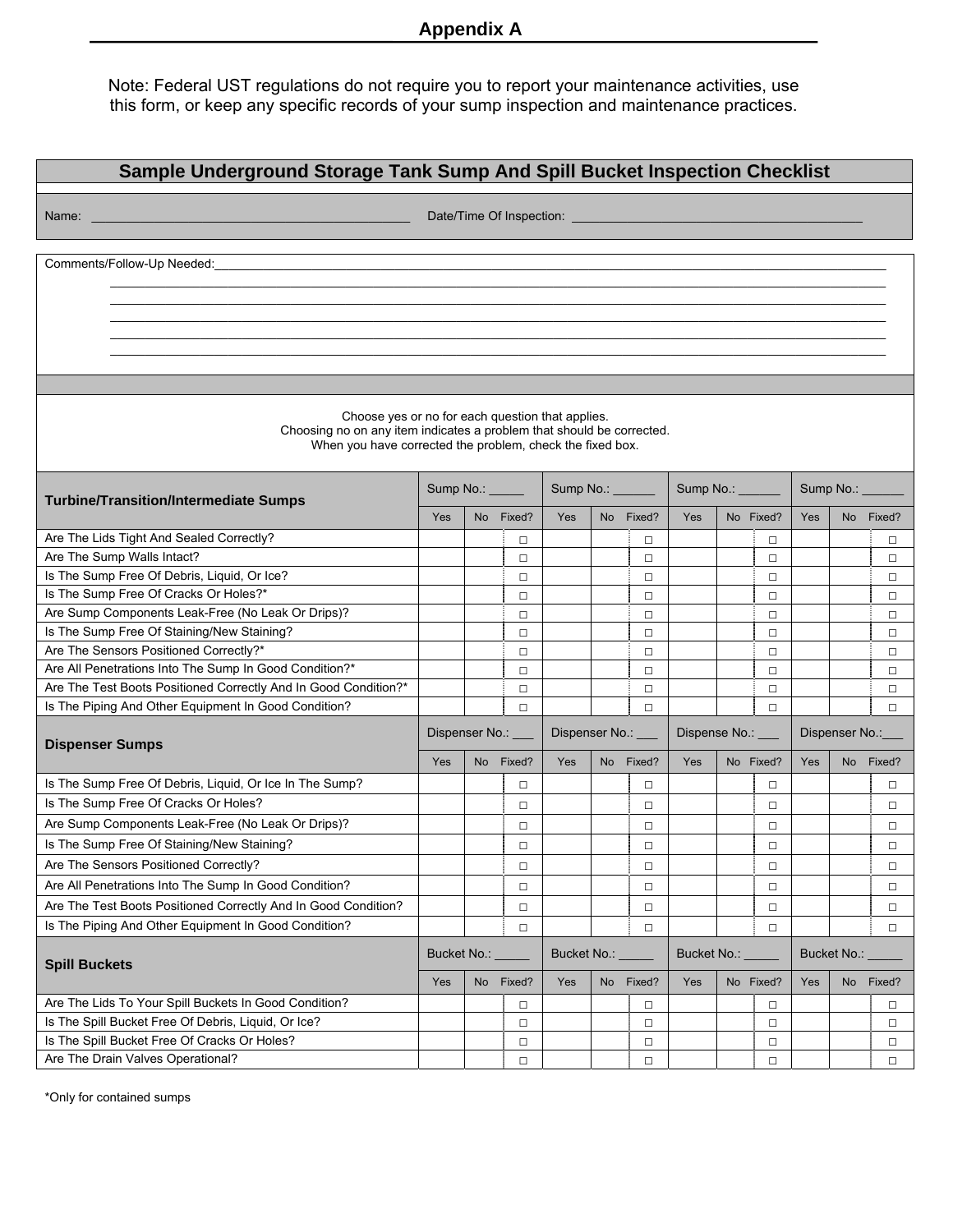# Appendix A

Note: Federal UST regulations do not require you to report your maintenance activities, use this form, or keep any specific records of your sump inspection and maintenance practices.

## Sample Underground Storage Tank Sump And Spill Bucket Inspection Checklist

Name: ______________________________ Date/Time Of Inspection: ______________________________

Comments/Follow-Up Needed: ______________________________________________________________

______________________________________________________________

______________________________________________________________

______________________________________________________________

______________________________________________________________

______________________________________________________________

Choose yes or no for each question that applies.
Choosing no on any item indicates a problem that should be corrected.
When you have corrected the problem, check the fixed box.

| Turbine/Transition/Intermediate Sumps | Sump No.: _____ | | | Sump No.: ______ | | | Sump No.: ______ | | | Sump No.: ______ | | |
|---|---|---|---|---|---|---|---|---|---|---|---|---|
| | Yes | No | Fixed? | Yes | No | Fixed? | Yes | No | Fixed? | Yes | No | Fixed? |
| Are The Lids Tight And Sealed Correctly? | | | □ | | | □ | | | □ | | | □ |
| Are The Sump Walls Intact? | | | □ | | | □ | | | □ | | | □ |
| Is The Sump Free Of Debris, Liquid, Or Ice? | | | □ | | | □ | | | □ | | | □ |
| Is The Sump Free Of Cracks Or Holes?* | | | □ | | | □ | | | □ | | | □ |
| Are Sump Components Leak-Free (No Leak Or Drips)? | | | □ | | | □ | | | □ | | | □ |
| Is The Sump Free Of Staining/New Staining? | | | □ | | | □ | | | □ | | | □ |
| Are The Sensors Positioned Correctly?* | | | □ | | | □ | | | □ | | | □ |
| Are All Penetrations Into The Sump In Good Condition?* | | | □ | | | □ | | | □ | | | □ |
| Are The Test Boots Positioned Correctly And In Good Condition?* | | | □ | | | □ | | | □ | | | □ |
| Is The Piping And Other Equipment In Good Condition? | | | □ | | | □ | | | □ | | | □ |
| **Dispenser Sumps** | Dispenser No.: ___ | | | Dispenser No.: ___ | | | Dispense No.: ___ | | | Dispenser No.:___ | | |
| | Yes | No | Fixed? | Yes | No | Fixed? | Yes | No | Fixed? | Yes | No | Fixed? |
| Is The Sump Free Of Debris, Liquid, Or Ice In The Sump? | | | □ | | | □ | | | □ | | | □ |
| Is The Sump Free Of Cracks Or Holes? | | | □ | | | □ | | | □ | | | □ |
| Are Sump Components Leak-Free (No Leak Or Drips)? | | | □ | | | □ | | | □ | | | □ |
| Is The Sump Free Of Staining/New Staining? | | | □ | | | □ | | | □ | | | □ |
| Are The Sensors Positioned Correctly? | | | □ | | | □ | | | □ | | | □ |
| Are All Penetrations Into The Sump In Good Condition? | | | □ | | | □ | | | □ | | | □ |
| Are The Test Boots Positioned Correctly And In Good Condition? | | | □ | | | □ | | | □ | | | □ |
| Is The Piping And Other Equipment In Good Condition? | | | □ | | | □ | | | □ | | | □ |
| **Spill Buckets** | Bucket No.: _____ | | | Bucket No.: _____ | | | Bucket No.: _____ | | | Bucket No.: _____ | | |
| | Yes | No | Fixed? | Yes | No | Fixed? | Yes | No | Fixed? | Yes | No | Fixed? |
| Are The Lids To Your Spill Buckets In Good Condition? | | | □ | | | □ | | | □ | | | □ |
| Is The Spill Bucket Free Of Debris, Liquid, Or Ice? | | | □ | | | □ | | | □ | | | □ |
| Is The Spill Bucket Free Of Cracks Or Holes? | | | □ | | | □ | | | □ | | | □ |
| Are The Drain Valves Operational? | | | □ | | | □ | | | □ | | | □ |

*Only for contained sumps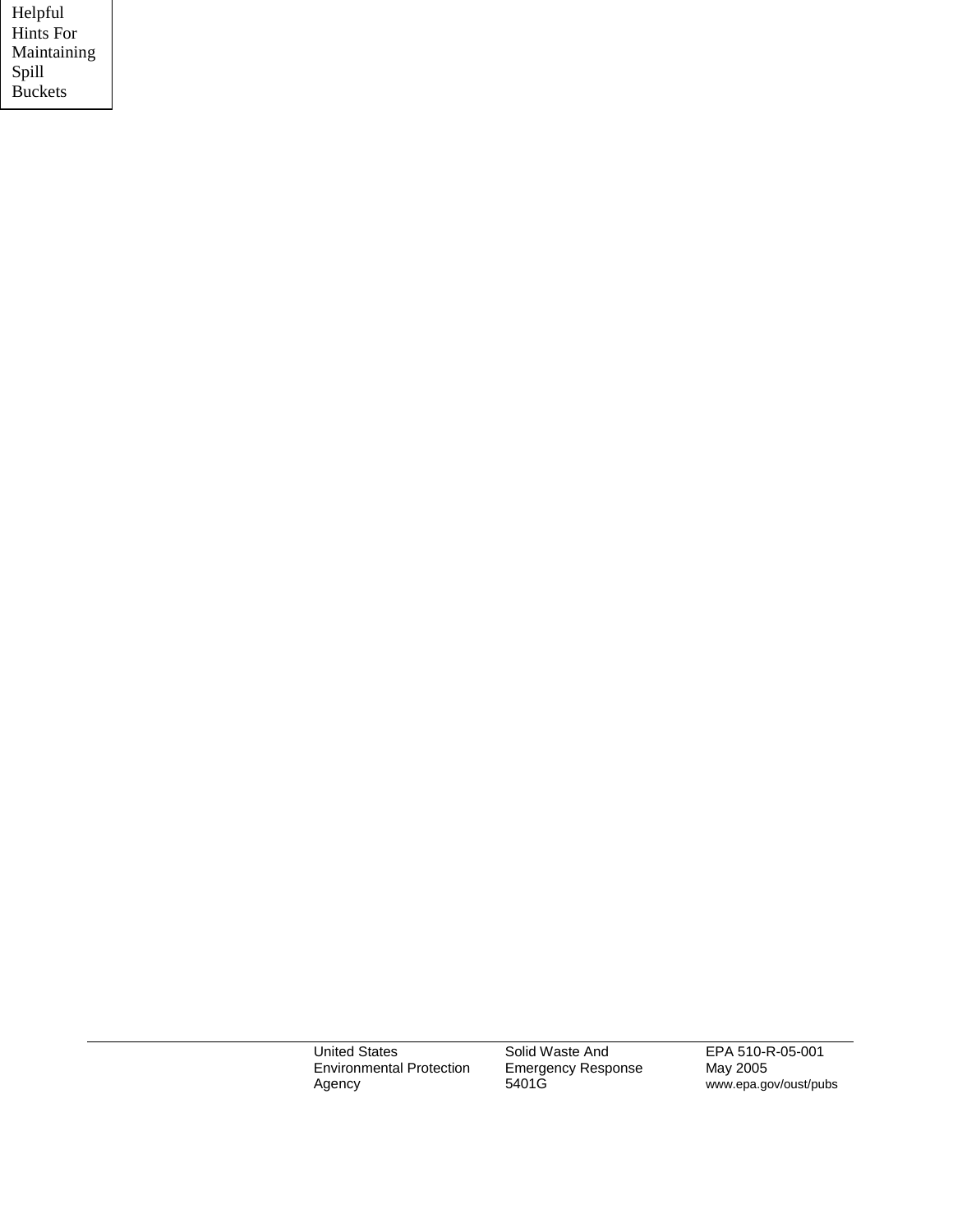Helpful Hints For Maintaining Spill Buckets

United States Environmental Protection Agency

Solid Waste And Emergency Response 5401G

EPA 510-R-05-001
May 2005
www.epa.gov/oust/pubs